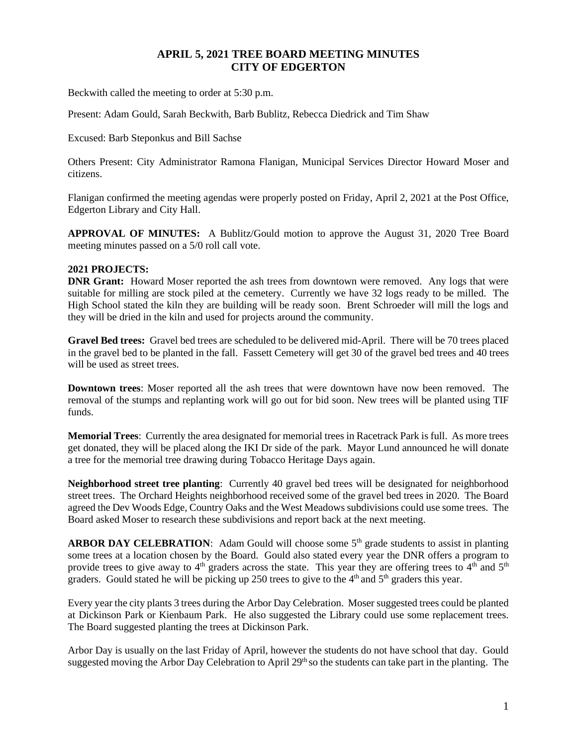# APRIL 5, 2021 TREE BOARD MEETING MINUTES
# CITY OF EDGERTON

Beckwith called the meeting to order at 5:30 p.m.

Present: Adam Gould, Sarah Beckwith, Barb Bublitz, Rebecca Diedrick and Tim Shaw

Excused: Barb Steponkus and Bill Sachse

Others Present: City Administrator Ramona Flanigan, Municipal Services Director Howard Moser and citizens.

Flanigan confirmed the meeting agendas were properly posted on Friday, April 2, 2021 at the Post Office, Edgerton Library and City Hall.

**APPROVAL OF MINUTES:** A Bublitz/Gould motion to approve the August 31, 2020 Tree Board meeting minutes passed on a 5/0 roll call vote.

**2021 PROJECTS:**

**DNR Grant:** Howard Moser reported the ash trees from downtown were removed. Any logs that were suitable for milling are stock piled at the cemetery. Currently we have 32 logs ready to be milled. The High School stated the kiln they are building will be ready soon. Brent Schroeder will mill the logs and they will be dried in the kiln and used for projects around the community.

**Gravel Bed trees:** Gravel bed trees are scheduled to be delivered mid-April. There will be 70 trees placed in the gravel bed to be planted in the fall. Fassett Cemetery will get 30 of the gravel bed trees and 40 trees will be used as street trees.

**Downtown trees**: Moser reported all the ash trees that were downtown have now been removed. The removal of the stumps and replanting work will go out for bid soon. New trees will be planted using TIF funds.

**Memorial Trees**: Currently the area designated for memorial trees in Racetrack Park is full. As more trees get donated, they will be placed along the IKI Dr side of the park. Mayor Lund announced he will donate a tree for the memorial tree drawing during Tobacco Heritage Days again.

**Neighborhood street tree planting**: Currently 40 gravel bed trees will be designated for neighborhood street trees. The Orchard Heights neighborhood received some of the gravel bed trees in 2020. The Board agreed the Dev Woods Edge, Country Oaks and the West Meadows subdivisions could use some trees. The Board asked Moser to research these subdivisions and report back at the next meeting.

**ARBOR DAY CELEBRATION**: Adam Gould will choose some 5th grade students to assist in planting some trees at a location chosen by the Board. Gould also stated every year the DNR offers a program to provide trees to give away to 4th graders across the state. This year they are offering trees to 4th and 5th graders. Gould stated he will be picking up 250 trees to give to the 4th and 5th graders this year.

Every year the city plants 3 trees during the Arbor Day Celebration. Moser suggested trees could be planted at Dickinson Park or Kienbaum Park. He also suggested the Library could use some replacement trees. The Board suggested planting the trees at Dickinson Park.

Arbor Day is usually on the last Friday of April, however the students do not have school that day. Gould suggested moving the Arbor Day Celebration to April 29th so the students can take part in the planting. The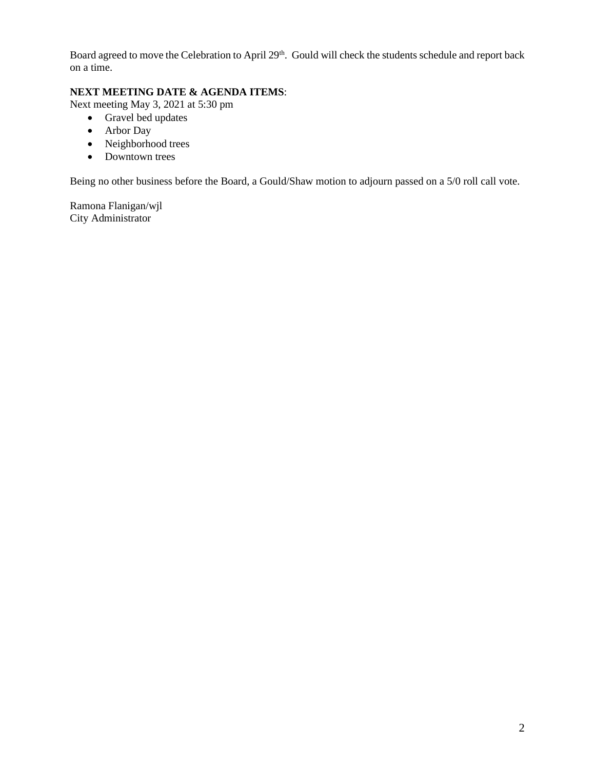Board agreed to move the Celebration to April 29th. Gould will check the students schedule and report back on a time.

**NEXT MEETING DATE & AGENDA ITEMS**:

Next meeting May 3, 2021 at 5:30 pm

- Gravel bed updates
- Arbor Day
- Neighborhood trees
- Downtown trees

Being no other business before the Board, a Gould/Shaw motion to adjourn passed on a 5/0 roll call vote.

Ramona Flanigan/wjl
City Administrator